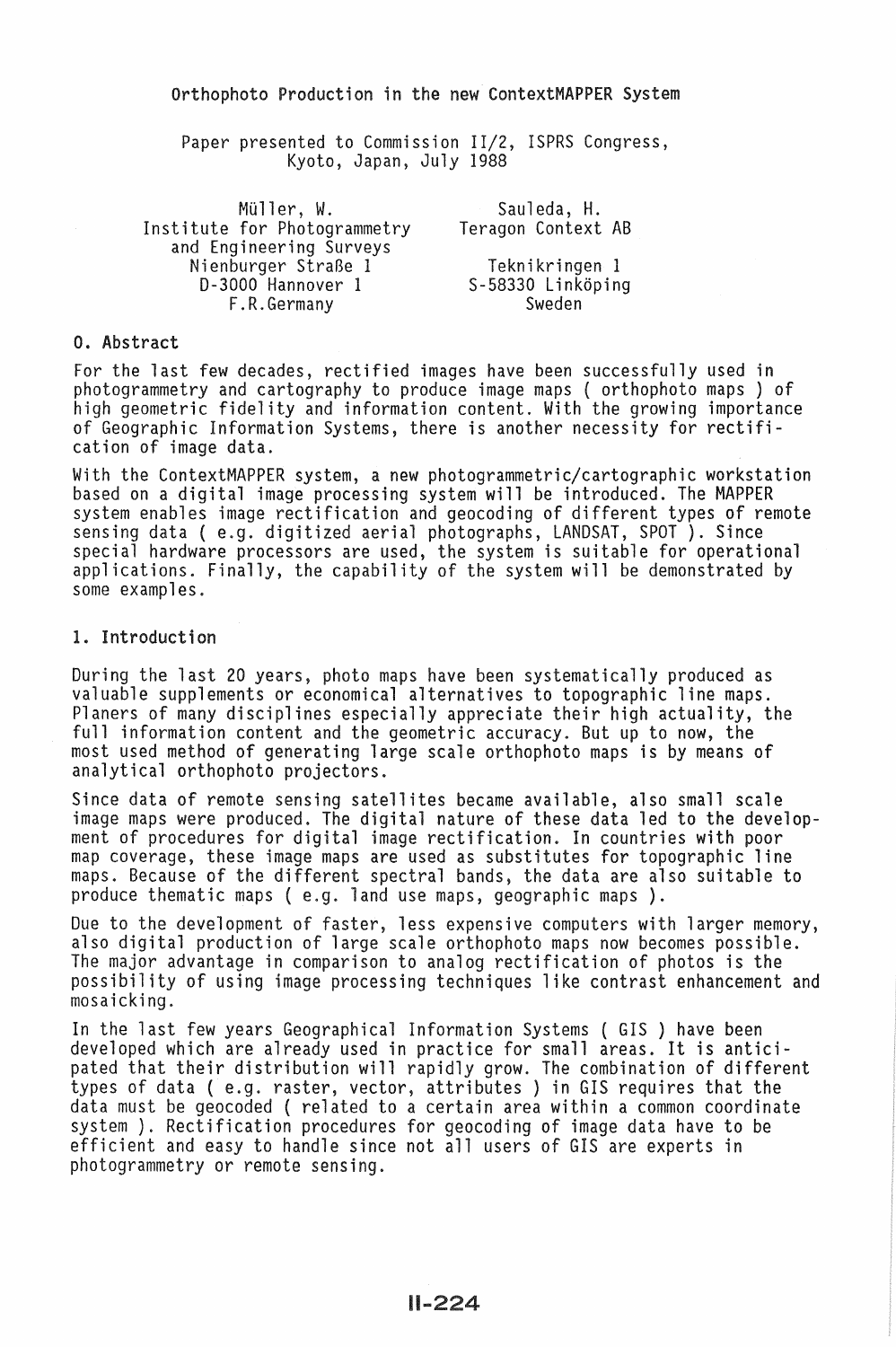# Orthophoto Production in the new ContextMAPPER System

Paper presented to Commission II/2, ISPRS Congress, Kyoto, Japan, July 1988

Müller, W.
Institute for Photogrammetry and Engineering Surveys
Nienburger Straße 1
D-3000 Hannover 1
F.R.Germany

Sauleda, H.
Teragon Context AB
Teknikringen 1
S-58330 Linköping
Sweden

## 0. Abstract

For the last few decades, rectified images have been successfully used in photogrammetry and cartography to produce image maps ( orthophoto maps ) of high geometric fidelity and information content. With the growing importance of Geographic Information Systems, there is another necessity for rectification of image data.

With the ContextMAPPER system, a new photogrammetric/cartographic workstation based on a digital image processing system will be introduced. The MAPPER system enables image rectification and geocoding of different types of remote sensing data ( e.g. digitized aerial photographs, LANDSAT, SPOT ). Since special hardware processors are used, the system is suitable for operational applications. Finally, the capability of the system will be demonstrated by some examples.

## 1. Introduction

During the last 20 years, photo maps have been systematically produced as valuable supplements or economical alternatives to topographic line maps. Planers of many disciplines especially appreciate their high actuality, the full information content and the geometric accuracy. But up to now, the most used method of generating large scale orthophoto maps is by means of analytical orthophoto projectors.

Since data of remote sensing satellites became available, also small scale image maps were produced. The digital nature of these data led to the development of procedures for digital image rectification. In countries with poor map coverage, these image maps are used as substitutes for topographic line maps. Because of the different spectral bands, the data are also suitable to produce thematic maps ( e.g. land use maps, geographic maps ).

Due to the development of faster, less expensive computers with larger memory, also digital production of large scale orthophoto maps now becomes possible. The major advantage in comparison to analog rectification of photos is the possibility of using image processing techniques like contrast enhancement and mosaicking.

In the last few years Geographical Information Systems ( GIS ) have been developed which are already used in practice for small areas. It is anticipated that their distribution will rapidly grow. The combination of different types of data ( e.g. raster, vector, attributes ) in GIS requires that the data must be geocoded ( related to a certain area within a common coordinate system ). Rectification procedures for geocoding of image data have to be efficient and easy to handle since not all users of GIS are experts in photogrammetry or remote sensing.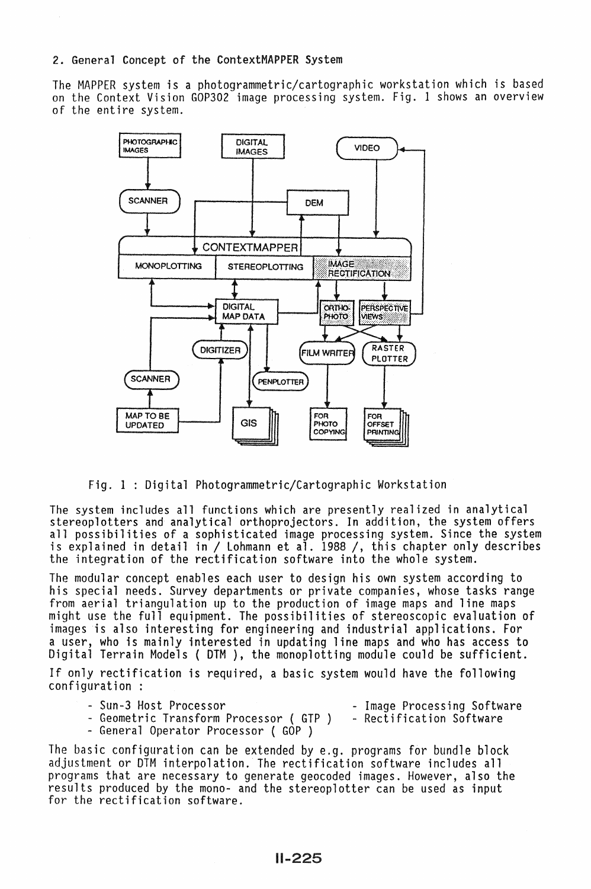## 2. General Concept of the ContextMAPPER System

The MAPPER system is a photogrammetric/cartographic workstation which is based on the Context Vision GOP302 image processing system. Fig. 1 shows an overview of the entire system.

Fig. 1 : Digital Photogrammetric/Cartographic Workstation

The system includes all functions which are presently realized in analytical stereoplotters and analytical orthoprojectors. In addition, the system offers all possibilities of a sophisticated image processing system. Since the system is explained in detail in / Lohmann et al. 1988 /, this chapter only describes the integration of the rectification software into the whole system.

The modular concept enables each user to design his own system according to his special needs. Survey departments or private companies, whose tasks range from aerial triangulation up to the production of image maps and line maps might use the full equipment. The possibilities of stereoscopic evaluation of images is also interesting for engineering and industrial applications. For a user, who is mainly interested in updating line maps and who has access to Digital Terrain Models ( DTM ), the monoplotting module could be sufficient.

If only rectification is required, a basic system would have the following configuration :

- Sun-3 Host Processor
- Geometric Transform Processor ( GTP )
- General Operator Processor ( GOP )
- Image Processing Software
- Rectification Software

The basic configuration can be extended by e.g. programs for bundle block adjustment or DTM interpolation. The rectification software includes all programs that are necessary to generate geocoded images. However, also the results produced by the mono- and the stereoplotter can be used as input for the rectification software.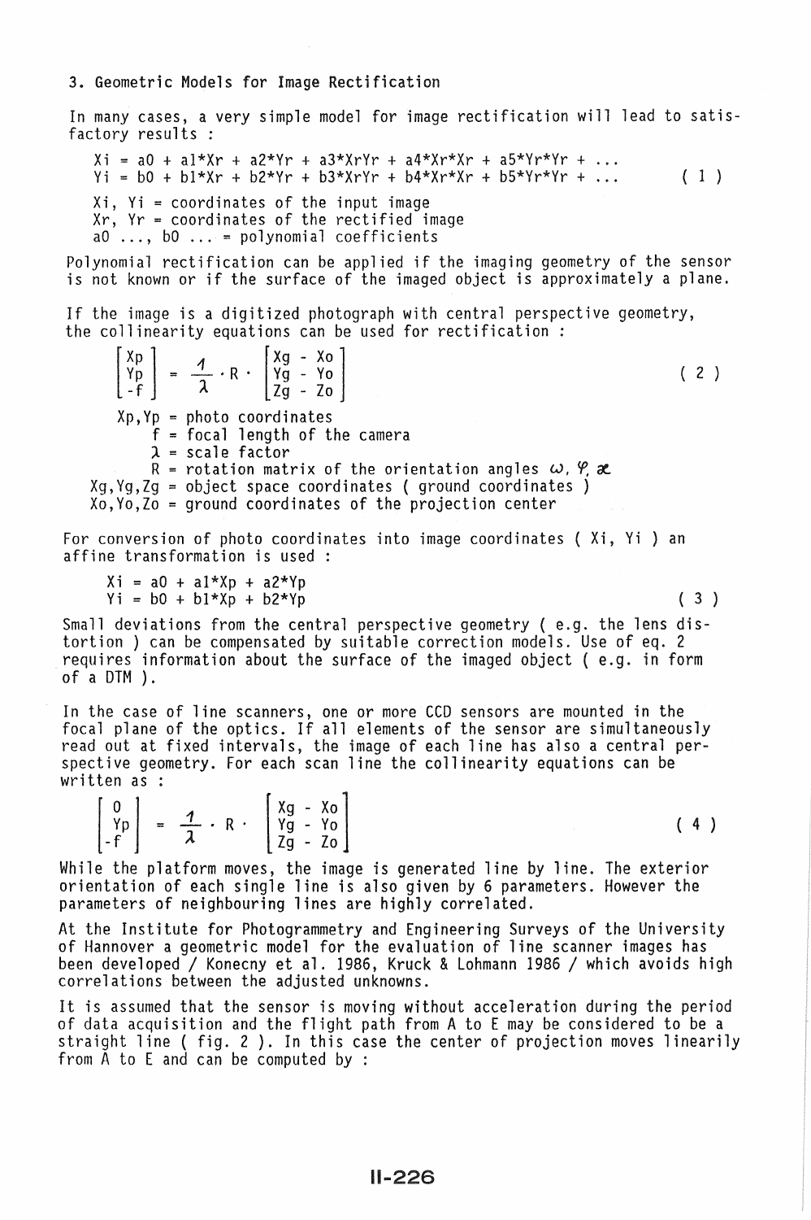### 3. Geometric Models for Image Rectification

In many cases, a very simple model for image rectification will lead to satisfactory results :

$$
\begin{aligned}
Xi &= a0 + a1*Xr + a2*Yr + a3*XrYr + a4*Xr*Xr + a5*Yr*Yr + \ldots \\
Yi &= b0 + b1*Xr + b2*Yr + b3*XrYr + b4*Xr*Xr + b5*Yr*Yr + \ldots
\end{aligned}
\qquad (1)
$$

Xi, Yi = coordinates of the input image
Xr, Yr = coordinates of the rectified image
a0 ..., b0 ... = polynomial coefficients

Polynomial rectification can be applied if the imaging geometry of the sensor is not known or if the surface of the imaged object is approximately a plane.

If the image is a digitized photograph with central perspective geometry, the collinearity equations can be used for rectification :

$$
\begin{bmatrix} Xp \\ Yp \\ -f \end{bmatrix} = \frac{1}{\lambda} \cdot R \cdot \begin{bmatrix} Xg - Xo \\ Yg - Yo \\ Zg - Zo \end{bmatrix} \qquad (2)
$$

Xp,Yp = photo coordinates
f = focal length of the camera
$\lambda$ = scale factor
R = rotation matrix of the orientation angles $\omega, \varphi, \kappa$
Xg,Yg,Zg = object space coordinates ( ground coordinates )
Xo,Yo,Zo = ground coordinates of the projection center

For conversion of photo coordinates into image coordinates ( Xi, Yi ) an affine transformation is used :

$$
\begin{aligned}
Xi &= a0 + a1*Xp + a2*Yp \\
Yi &= b0 + b1*Xp + b2*Yp
\end{aligned}
\qquad (3)
$$

Small deviations from the central perspective geometry ( e.g. the lens distortion ) can be compensated by suitable correction models. Use of eq. 2 requires information about the surface of the imaged object ( e.g. in form of a DTM ).

In the case of line scanners, one or more CCD sensors are mounted in the focal plane of the optics. If all elements of the sensor are simultaneously read out at fixed intervals, the image of each line has also a central perspective geometry. For each scan line the collinearity equations can be written as :

$$
\begin{bmatrix} 0 \\ Yp \\ -f \end{bmatrix} = \frac{1}{\lambda} \cdot R \cdot \begin{bmatrix} Xg - Xo \\ Yg - Yo \\ Zg - Zo \end{bmatrix} \qquad (4)
$$

While the platform moves, the image is generated line by line. The exterior orientation of each single line is also given by 6 parameters. However the parameters of neighbouring lines are highly correlated.

At the Institute for Photogrammetry and Engineering Surveys of the University of Hannover a geometric model for the evaluation of line scanner images has been developed / Konecny et al. 1986, Kruck & Lohmann 1986 / which avoids high correlations between the adjusted unknowns.

It is assumed that the sensor is moving without acceleration during the period of data acquisition and the flight path from A to E may be considered to be a straight line ( fig. 2 ). In this case the center of projection moves linearily from A to E and can be computed by :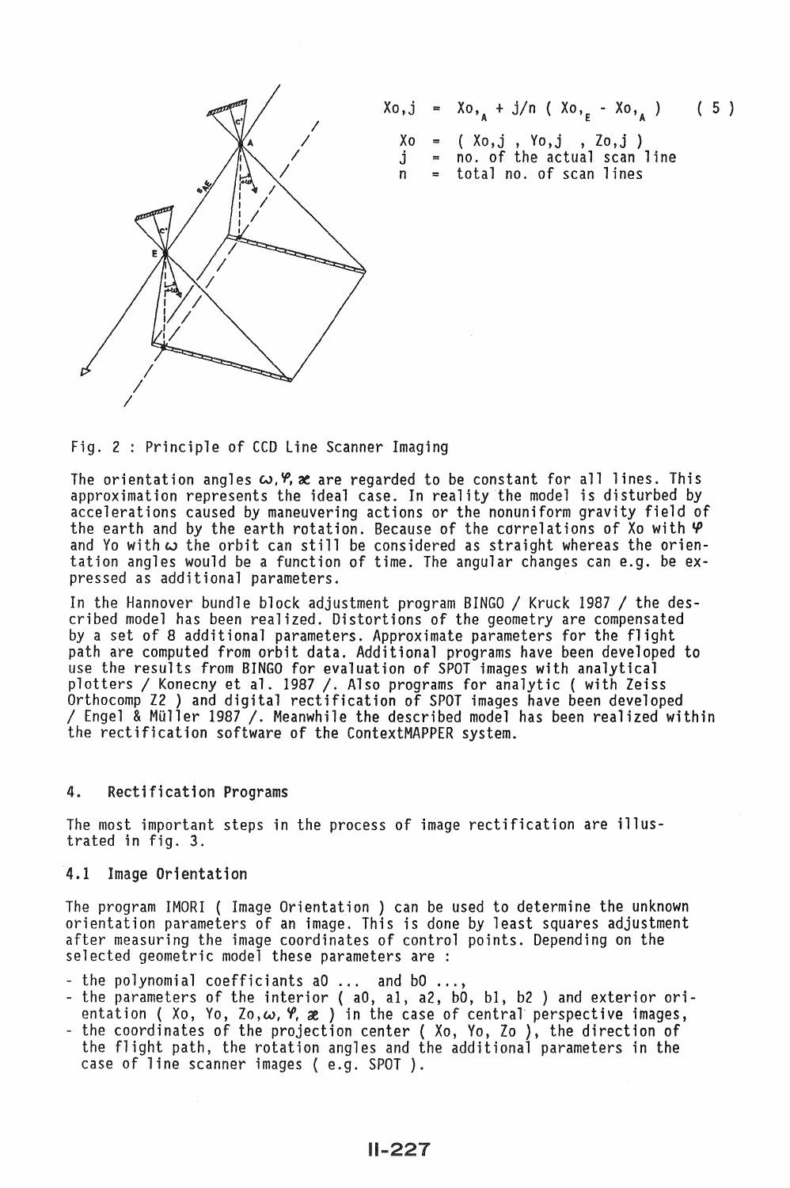$$X_{o,j} = X_{o,A} + j/n \, ( X_{o,E} - X_{o,A} ) \qquad (5)$$

$X_o$ = ( $X_{o,j}$ , $Y_{o,j}$ , $Z_{o,j}$ )
$j$ = no. of the actual scan line
$n$ = total no. of scan lines

Fig. 2 : Principle of CCD Line Scanner Imaging

The orientation angles $\omega, \varphi, \kappa$ are regarded to be constant for all lines. This approximation represents the ideal case. In reality the model is disturbed by accelerations caused by maneuvering actions or the nonuniform gravity field of the earth and by the earth rotation. Because of the correlations of Xo with $\varphi$ and Yo with $\omega$ the orbit can still be considered as straight whereas the orientation angles would be a function of time. The angular changes can e.g. be expressed as additional parameters.

In the Hannover bundle block adjustment program BINGO / Kruck 1987 / the described model has been realized. Distortions of the geometry are compensated by a set of 8 additional parameters. Approximate parameters for the flight path are computed from orbit data. Additional programs have been developed to use the results from BINGO for evaluation of SPOT images with analytical plotters / Konecny et al. 1987 /. Also programs for analytic ( with Zeiss Orthocomp Z2 ) and digital rectification of SPOT images have been developed / Engel & Müller 1987 /. Meanwhile the described model has been realized within the rectification software of the ContextMAPPER system.

## 4. Rectification Programs

The most important steps in the process of image rectification are illustrated in fig. 3.

### 4.1 Image Orientation

The program IMORI ( Image Orientation ) can be used to determine the unknown orientation parameters of an image. This is done by least squares adjustment after measuring the image coordinates of control points. Depending on the selected geometric model these parameters are :

- the polynomial coefficiants a0 ... and b0 ...,
- the parameters of the interior ( a0, a1, a2, b0, b1, b2 ) and exterior orientation ( Xo, Yo, Zo, $\omega$, $\varphi$, $\kappa$ ) in the case of central perspective images,
- the coordinates of the projection center ( Xo, Yo, Zo ), the direction of the flight path, the rotation angles and the additional parameters in the case of line scanner images ( e.g. SPOT ).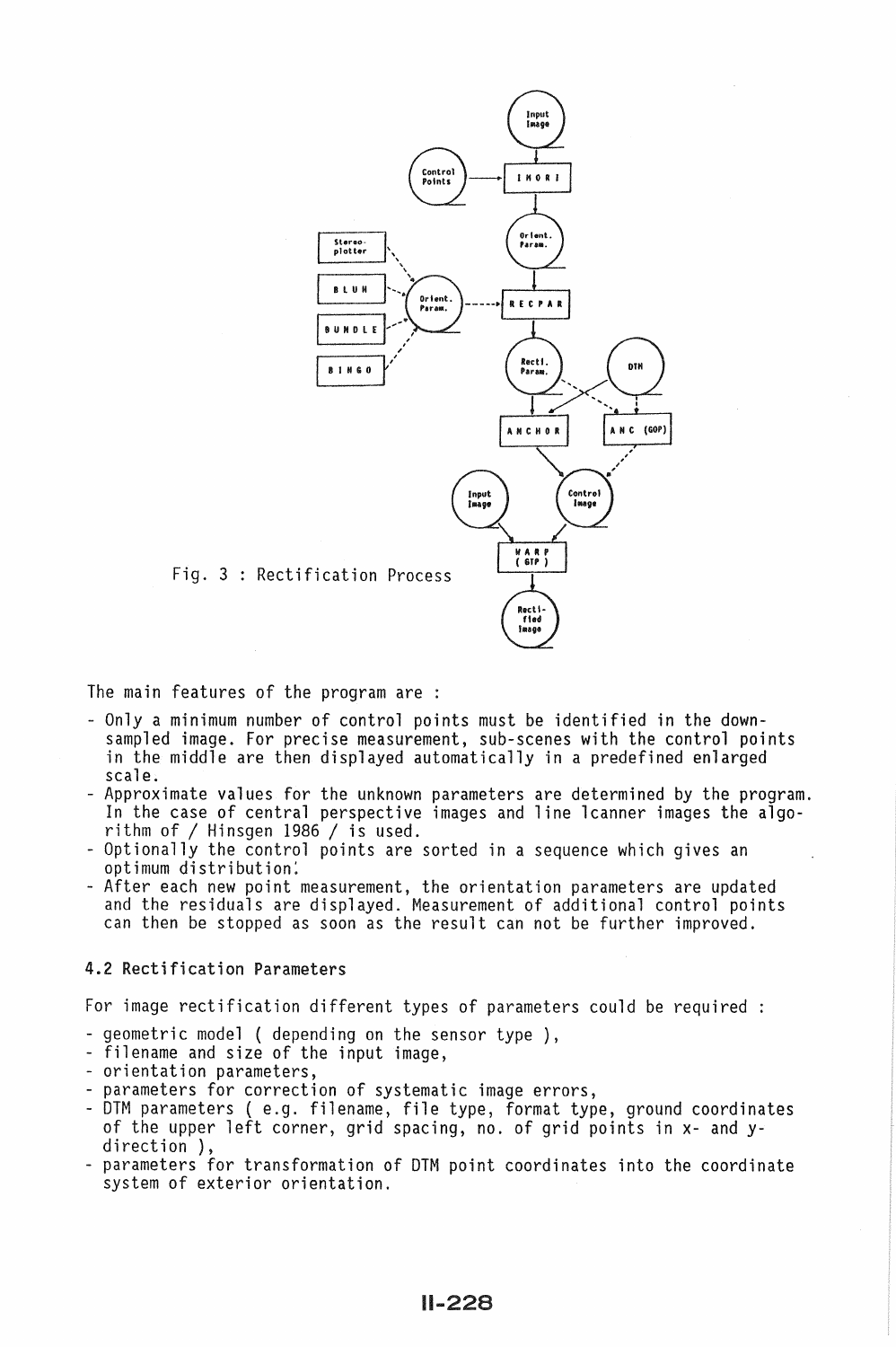Fig. 3 : Rectification Process

The main features of the program are :

- Only a minimum number of control points must be identified in the down-sampled image. For precise measurement, sub-scenes with the control points in the middle are then displayed automatically in a predefined enlarged scale.
- Approximate values for the unknown parameters are determined by the program. In the case of central perspective images and line lcanner images the algorithm of / Hinsgen 1986 / is used.
- Optionally the control points are sorted in a sequence which gives an optimum distribution.
- After each new point measurement, the orientation parameters are updated and the residuals are displayed. Measurement of additional control points can then be stopped as soon as the result can not be further improved.

### 4.2 Rectification Parameters

For image rectification different types of parameters could be required :

- geometric model ( depending on the sensor type ),
- filename and size of the input image,
- orientation parameters,
- parameters for correction of systematic image errors,
- DTM parameters ( e.g. filename, file type, format type, ground coordinates of the upper left corner, grid spacing, no. of grid points in x- and y-direction ),
- parameters for transformation of DTM point coordinates into the coordinate system of exterior orientation.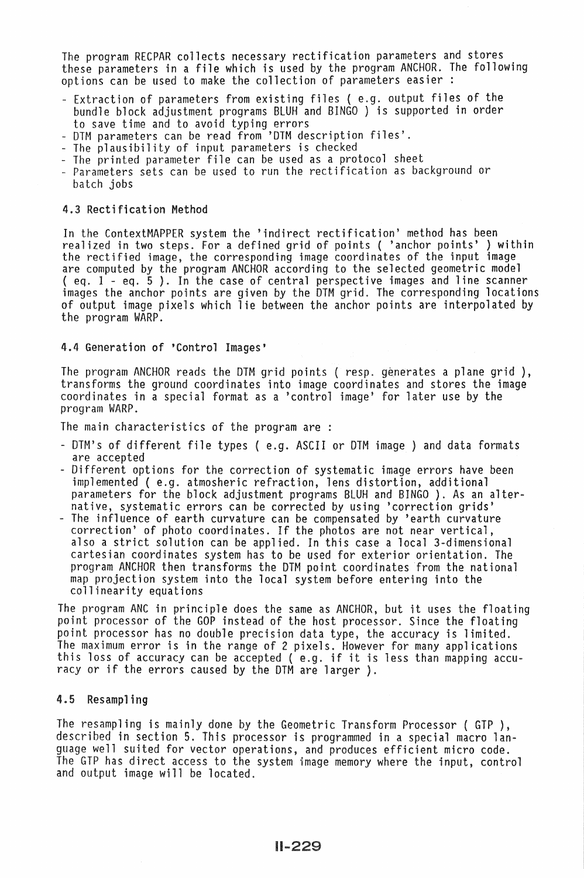The program RECPAR collects necessary rectification parameters and stores these parameters in a file which is used by the program ANCHOR. The following options can be used to make the collection of parameters easier :

- Extraction of parameters from existing files ( e.g. output files of the bundle block adjustment programs BLUH and BINGO ) is supported in order to save time and to avoid typing errors
- DTM parameters can be read from 'DTM description files'.
- The plausibility of input parameters is checked
- The printed parameter file can be used as a protocol sheet
- Parameters sets can be used to run the rectification as background or batch jobs

### 4.3 Rectification Method

In the ContextMAPPER system the 'indirect rectification' method has been realized in two steps. For a defined grid of points ( 'anchor points' ) within the rectified image, the corresponding image coordinates of the input image are computed by the program ANCHOR according to the selected geometric model ( eq. 1 - eq. 5 ). In the case of central perspective images and line scanner images the anchor points are given by the DTM grid. The corresponding locations of output image pixels which lie between the anchor points are interpolated by the program WARP.

### 4.4 Generation of 'Control Images'

The program ANCHOR reads the DTM grid points ( resp. generates a plane grid ), transforms the ground coordinates into image coordinates and stores the image coordinates in a special format as a 'control image' for later use by the program WARP.

The main characteristics of the program are :

- DTM's of different file types ( e.g. ASCII or DTM image ) and data formats are accepted
- Different options for the correction of systematic image errors have been implemented ( e.g. atmosheric refraction, lens distortion, additional parameters for the block adjustment programs BLUH and BINGO ). As an alternative, systematic errors can be corrected by using 'correction grids'
- The influence of earth curvature can be compensated by 'earth curvature correction' of photo coordinates. If the photos are not near vertical, also a strict solution can be applied. In this case a local 3-dimensional cartesian coordinates system has to be used for exterior orientation. The program ANCHOR then transforms the DTM point coordinates from the national map projection system into the local system before entering into the collinearity equations

The program ANC in principle does the same as ANCHOR, but it uses the floating point processor of the GOP instead of the host processor. Since the floating point processor has no double precision data type, the accuracy is limited. The maximum error is in the range of 2 pixels. However for many applications this loss of accuracy can be accepted ( e.g. if it is less than mapping accuracy or if the errors caused by the DTM are larger ).

### 4.5 Resampling

The resampling is mainly done by the Geometric Transform Processor ( GTP ), described in section 5. This processor is programmed in a special macro language well suited for vector operations, and produces efficient micro code. The GTP has direct access to the system image memory where the input, control and output image will be located.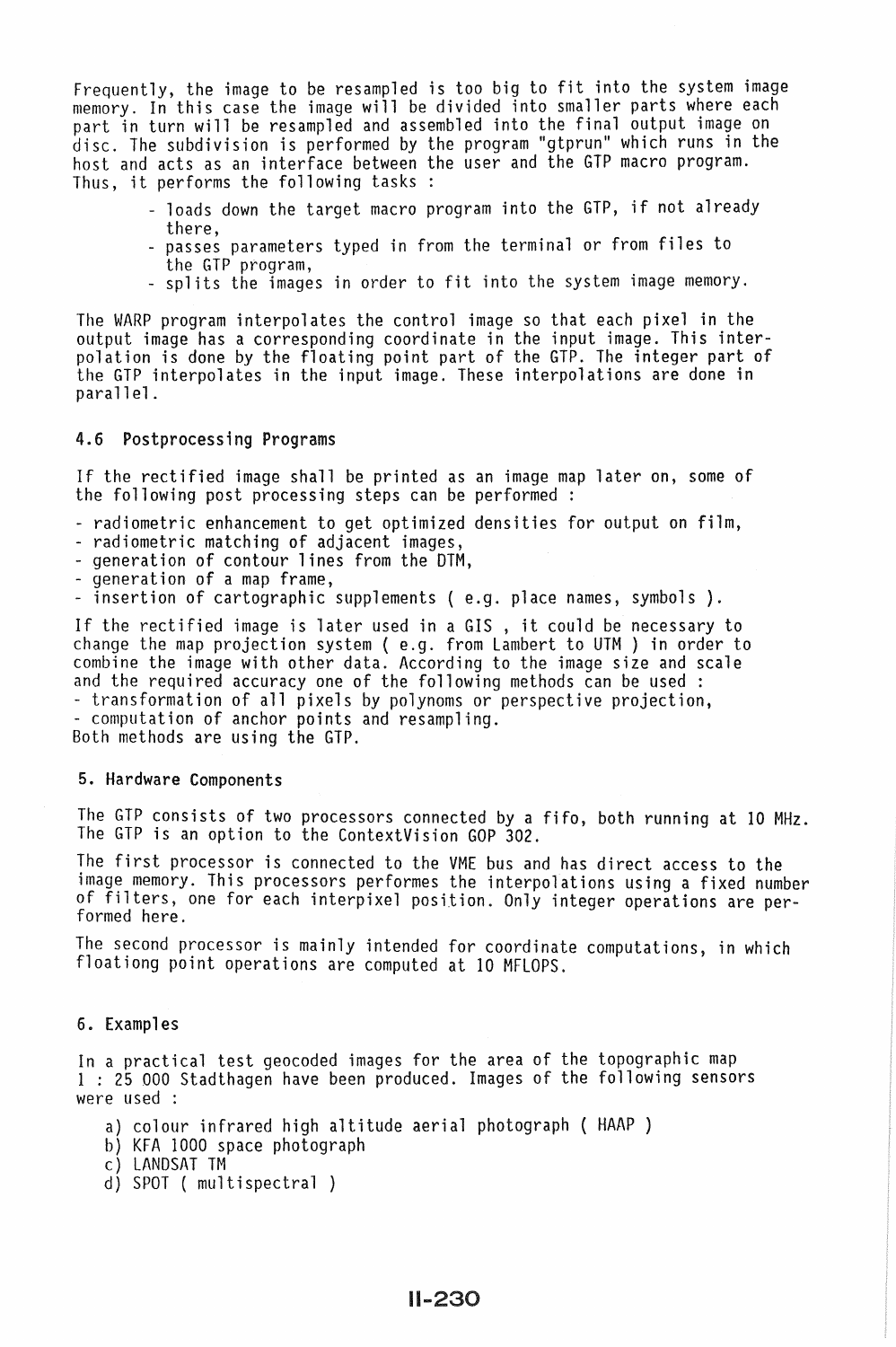Frequently, the image to be resampled is too big to fit into the system image memory. In this case the image will be divided into smaller parts where each part in turn will be resampled and assembled into the final output image on disc. The subdivision is performed by the program "gtprun" which runs in the host and acts as an interface between the user and the GTP macro program. Thus, it performs the following tasks :

- loads down the target macro program into the GTP, if not already there,
- passes parameters typed in from the terminal or from files to the GTP program,
- splits the images in order to fit into the system image memory.

The WARP program interpolates the control image so that each pixel in the output image has a corresponding coordinate in the input image. This interpolation is done by the floating point part of the GTP. The integer part of the GTP interpolates in the input image. These interpolations are done in parallel.

## 4.6 Postprocessing Programs

If the rectified image shall be printed as an image map later on, some of the following post processing steps can be performed :

- radiometric enhancement to get optimized densities for output on film,
- radiometric matching of adjacent images,
- generation of contour lines from the DTM,
- generation of a map frame,
- insertion of cartographic supplements ( e.g. place names, symbols ).

If the rectified image is later used in a GIS , it could be necessary to change the map projection system ( e.g. from Lambert to UTM ) in order to combine the image with other data. According to the image size and scale and the required accuracy one of the following methods can be used :

- transformation of all pixels by polynoms or perspective projection,
- computation of anchor points and resampling.

Both methods are using the GTP.

## 5. Hardware Components

The GTP consists of two processors connected by a fifo, both running at 10 MHz. The GTP is an option to the ContextVision GOP 302.

The first processor is connected to the VME bus and has direct access to the image memory. This processors performes the interpolations using a fixed number of filters, one for each interpixel position. Only integer operations are performed here.

The second processor is mainly intended for coordinate computations, in which floationg point operations are computed at 10 MFLOPS.

## 6. Examples

In a practical test geocoded images for the area of the topographic map 1 : 25 000 Stadthagen have been produced. Images of the following sensors were used :

a) colour infrared high altitude aerial photograph ( HAAP )
b) KFA 1000 space photograph
c) LANDSAT TM
d) SPOT ( multispectral )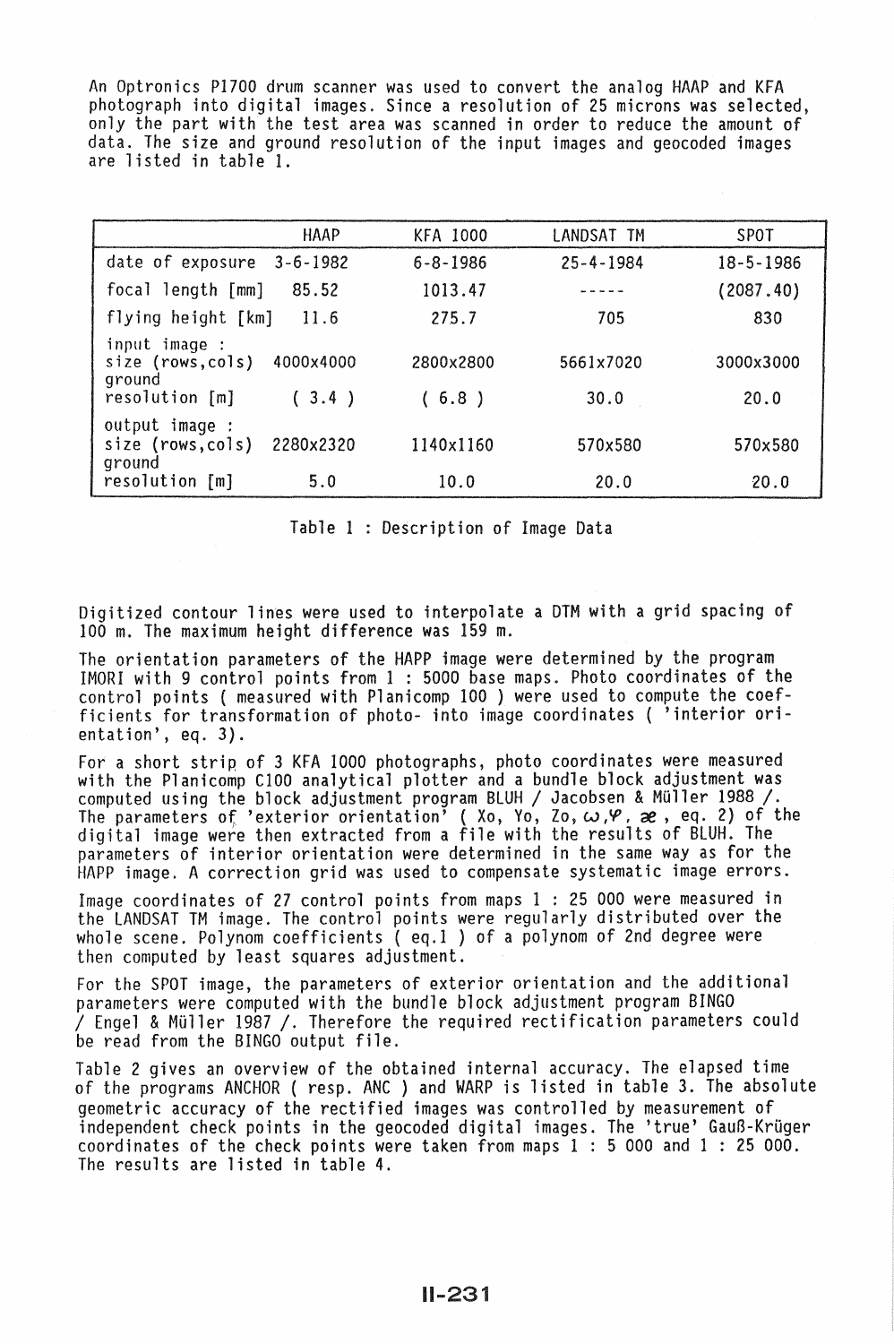An Optronics P1700 drum scanner was used to convert the analog HAAP and KFA photograph into digital images. Since a resolution of 25 microns was selected, only the part with the test area was scanned in order to reduce the amount of data. The size and ground resolution of the input images and geocoded images are listed in table 1.

| | HAAP | KFA 1000 | LANDSAT TM | SPOT |
|---|---|---|---|---|
| date of exposure | 3-6-1982 | 6-8-1986 | 25-4-1984 | 18-5-1986 |
| focal length [mm] | 85.52 | 1013.47 | ----- | (2087.40) |
| flying height [km] | 11.6 | 275.7 | 705 | 830 |
| input image : size (rows,cols) | 4000x4000 | 2800x2800 | 5661x7020 | 3000x3000 |
| ground resolution [m] | ( 3.4 ) | ( 6.8 ) | 30.0 | 20.0 |
| output image : size (rows,cols) | 2280x2320 | 1140x1160 | 570x580 | 570x580 |
| ground resolution [m] | 5.0 | 10.0 | 20.0 | 20.0 |

Table 1 : Description of Image Data

Digitized contour lines were used to interpolate a DTM with a grid spacing of 100 m. The maximum height difference was 159 m.

The orientation parameters of the HAPP image were determined by the program IMORI with 9 control points from 1 : 5000 base maps. Photo coordinates of the control points ( measured with Planicomp 100 ) were used to compute the coefficients for transformation of photo- into image coordinates ( 'interior orientation', eq. 3).

For a short strip of 3 KFA 1000 photographs, photo coordinates were measured with the Planicomp C100 analytical plotter and a bundle block adjustment was computed using the block adjustment program BLUH / Jacobsen & Müller 1988 /. The parameters of 'exterior orientation' ( Xo, Yo, Zo, $\omega$, $\varphi$, $\varkappa$ , eq. 2) of the digital image were then extracted from a file with the results of BLUH. The parameters of interior orientation were determined in the same way as for the HAPP image. A correction grid was used to compensate systematic image errors.

Image coordinates of 27 control points from maps 1 : 25 000 were measured in the LANDSAT TM image. The control points were regularly distributed over the whole scene. Polynom coefficients ( eq.1 ) of a polynom of 2nd degree were then computed by least squares adjustment.

For the SPOT image, the parameters of exterior orientation and the additional parameters were computed with the bundle block adjustment program BINGO / Engel & Müller 1987 /. Therefore the required rectification parameters could be read from the BINGO output file.

Table 2 gives an overview of the obtained internal accuracy. The elapsed time of the programs ANCHOR ( resp. ANC ) and WARP is listed in table 3. The absolute geometric accuracy of the rectified images was controlled by measurement of independent check points in the geocoded digital images. The 'true' Gauß-Krüger coordinates of the check points were taken from maps 1 : 5 000 and 1 : 25 000. The results are listed in table 4.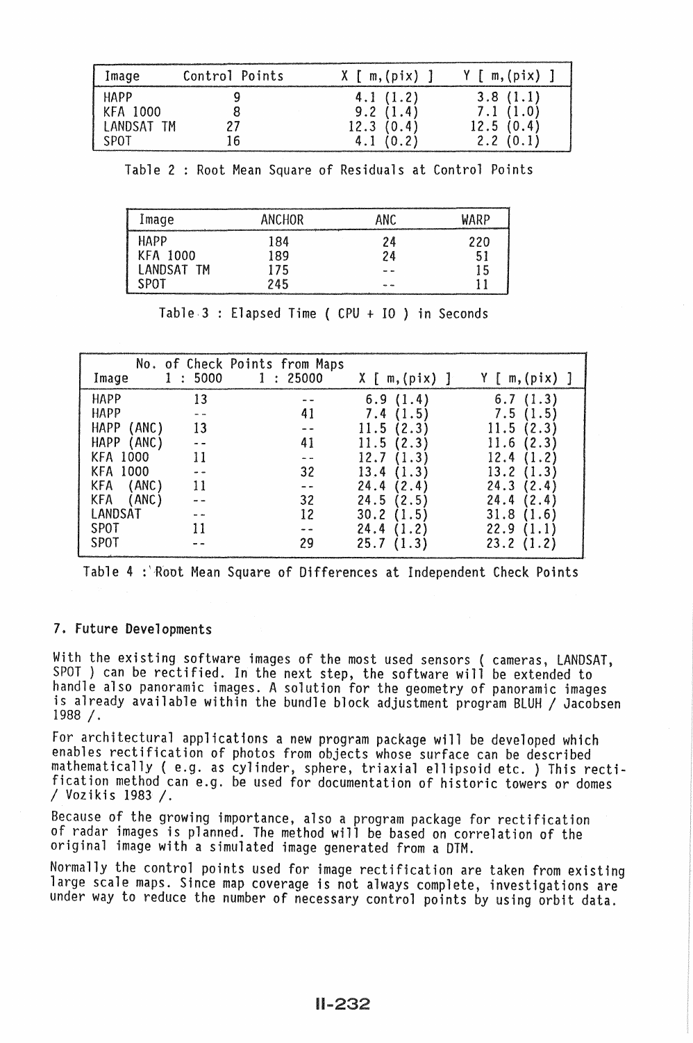| Image | Control Points | X [ m,(pix) ] | Y [ m,(pix) ] |
|---|---|---|---|
| HAPP | 9 | 4.1 (1.2) | 3.8 (1.1) |
| KFA 1000 | 8 | 9.2 (1.4) | 7.1 (1.0) |
| LANDSAT TM | 27 | 12.3 (0.4) | 12.5 (0.4) |
| SPOT | 16 | 4.1 (0.2) | 2.2 (0.1) |

Table 2 : Root Mean Square of Residuals at Control Points

| Image | ANCHOR | ANC | WARP |
|---|---|---|---|
| HAPP | 184 | 24 | 220 |
| KFA 1000 | 189 | 24 | 51 |
| LANDSAT TM | 175 | -- | 15 |
| SPOT | 245 | -- | 11 |

Table 3 : Elapsed Time ( CPU + IO ) in Seconds

| Image | No. of Check Points from Maps 1 : 5000 | 1 : 25000 | X [ m,(pix) ] | Y [ m,(pix) ] |
|---|---|---|---|---|
| HAPP | 13 | -- | 6.9 (1.4) | 6.7 (1.3) |
| HAPP | -- | 41 | 7.4 (1.5) | 7.5 (1.5) |
| HAPP (ANC) | 13 | -- | 11.5 (2.3) | 11.5 (2.3) |
| HAPP (ANC) | -- | 41 | 11.5 (2.3) | 11.6 (2.3) |
| KFA 1000 | 11 | -- | 12.7 (1.3) | 12.4 (1.2) |
| KFA 1000 | -- | 32 | 13.4 (1.3) | 13.2 (1.3) |
| KFA (ANC) | 11 | -- | 24.4 (2.4) | 24.3 (2.4) |
| KFA (ANC) | -- | 32 | 24.5 (2.5) | 24.4 (2.4) |
| LANDSAT | -- | 12 | 30.2 (1.5) | 31.8 (1.6) |
| SPOT | 11 | -- | 24.4 (1.2) | 22.9 (1.1) |
| SPOT | -- | 29 | 25.7 (1.3) | 23.2 (1.2) |

Table 4 : Root Mean Square of Differences at Independent Check Points

## 7. Future Developments

With the existing software images of the most used sensors ( cameras, LANDSAT, SPOT ) can be rectified. In the next step, the software will be extended to handle also panoramic images. A solution for the geometry of panoramic images is already available within the bundle block adjustment program BLUH / Jacobsen 1988 /.

For architectural applications a new program package will be developed which enables rectification of photos from objects whose surface can be described mathematically ( e.g. as cylinder, sphere, triaxial ellipsoid etc. ) This rectification method can e.g. be used for documentation of historic towers or domes / Vozikis 1983 /.

Because of the growing importance, also a program package for rectification of radar images is planned. The method will be based on correlation of the original image with a simulated image generated from a DTM.

Normally the control points used for image rectification are taken from existing large scale maps. Since map coverage is not always complete, investigations are under way to reduce the number of necessary control points by using orbit data.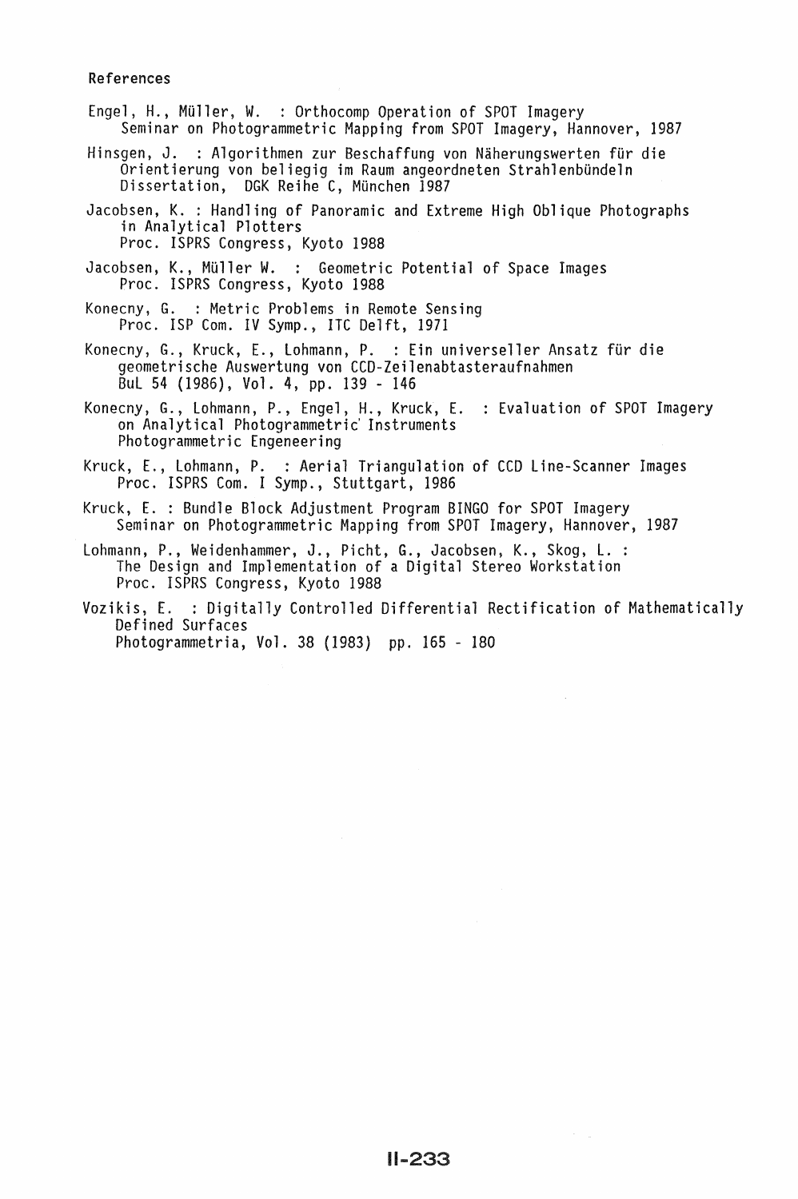References

Engel, H., Müller, W. : Orthocomp Operation of SPOT Imagery
Seminar on Photogrammetric Mapping from SPOT Imagery, Hannover, 1987

Hinsgen, J. : Algorithmen zur Beschaffung von Näherungswerten für die Orientierung von beliegig im Raum angeordneten Strahlenbündeln
Dissertation, DGK Reihe C, München 1987

Jacobsen, K. : Handling of Panoramic and Extreme High Oblique Photographs in Analytical Plotters
Proc. ISPRS Congress, Kyoto 1988

Jacobsen, K., Müller W. : Geometric Potential of Space Images
Proc. ISPRS Congress, Kyoto 1988

Konecny, G. : Metric Problems in Remote Sensing
Proc. ISP Com. IV Symp., ITC Delft, 1971

Konecny, G., Kruck, E., Lohmann, P. : Ein universeller Ansatz für die geometrische Auswertung von CCD-Zeilenabtasteraufnahmen
BuL 54 (1986), Vol. 4, pp. 139 - 146

Konecny, G., Lohmann, P., Engel, H., Kruck, E. : Evaluation of SPOT Imagery on Analytical Photogrammetric Instruments
Photogrammetric Engeneering

Kruck, E., Lohmann, P. : Aerial Triangulation of CCD Line-Scanner Images
Proc. ISPRS Com. I Symp., Stuttgart, 1986

Kruck, E. : Bundle Block Adjustment Program BINGO for SPOT Imagery
Seminar on Photogrammetric Mapping from SPOT Imagery, Hannover, 1987

Lohmann, P., Weidenhammer, J., Picht, G., Jacobsen, K., Skog, L. :
The Design and Implementation of a Digital Stereo Workstation
Proc. ISPRS Congress, Kyoto 1988

Vozikis, E. : Digitally Controlled Differential Rectification of Mathematically Defined Surfaces
Photogrammetria, Vol. 38 (1983) pp. 165 - 180